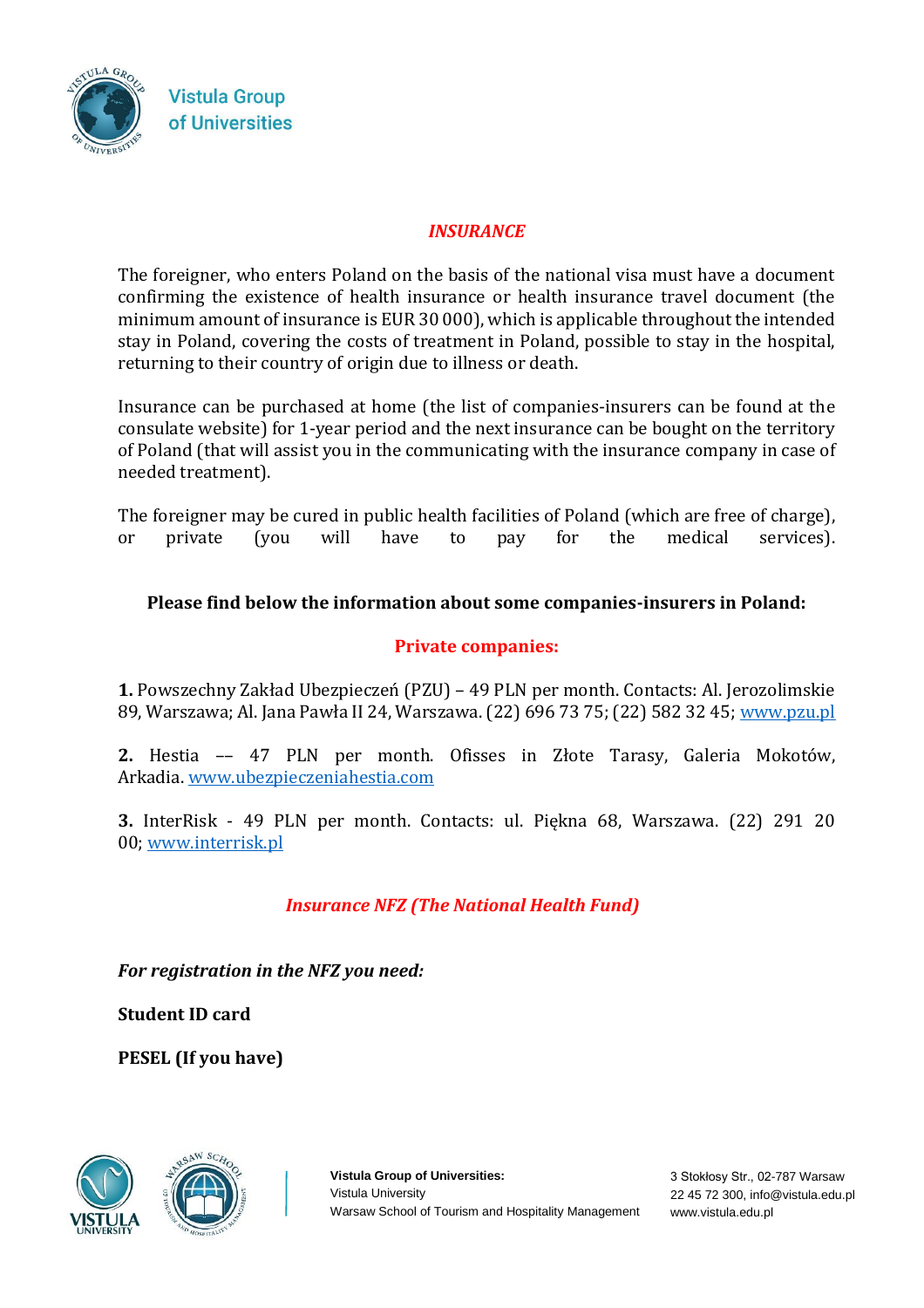# *INSURANCE*

The foreigner, who enters Poland on the basis of the national visa must have a document confirming the existence of health insurance or health insurance travel document (the minimum amount of insurance is EUR 30 000), which is applicable throughout the intended stay in Poland, covering the costs of treatment in Poland, possible to stay in the hospital, returning to their country of origin due to illness or death.

Insurance can be purchased at home (the list of companies-insurers can be found at the consulate website) for 1-year period and the next insurance can be bought on the territory of Poland (that will assist you in the communicating with the insurance company in case of needed treatment).

The foreigner may be cured in public health facilities of Poland (which are free of charge), or private (you will have to pay for the medical services).

**Please find below the information about some companies-insurers in Poland:**

## Private companies:

**1.** Powszechny Zakład Ubezpieczeń (PZU) – 49 PLN per month. Contacts: Al. Jerozolimskie 89, Warszawa; Al. Jana Pawła II 24, Warszawa. (22) 696 73 75; (22) 582 32 45; www.pzu.pl

**2.** Hestia –– 47 PLN per month. Ofisses in Złote Tarasy, Galeria Mokotów, Arkadia. www.ubezpieczeniahestia.com

**3.** InterRisk - 49 PLN per month. Contacts: ul. Piękna 68, Warszawa. (22) 291 20 00; www.interrisk.pl

## *Insurance NFZ (The National Health Fund)*

***For registration in the NFZ you need:***

**Student ID card**

**PESEL (If you have)**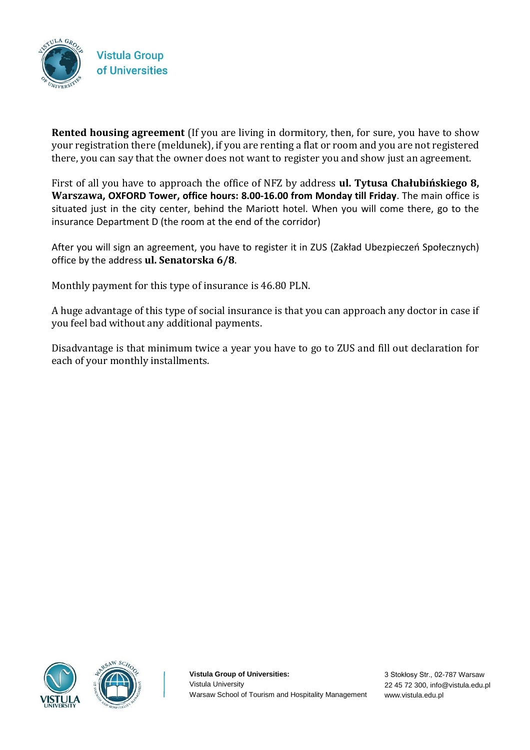**Rented housing agreement** (If you are living in dormitory, then, for sure, you have to show your registration there (meldunek), if you are renting a flat or room and you are not registered there, you can say that the owner does not want to register you and show just an agreement.

First of all you have to approach the office of NFZ by address **ul. Tytusa Chałubińskiego 8, Warszawa, OXFORD Tower, office hours: 8.00-16.00 from Monday till Friday**. The main office is situated just in the city center, behind the Mariott hotel. When you will come there, go to the insurance Department D (the room at the end of the corridor)

After you will sign an agreement, you have to register it in ZUS (Zakład Ubezpieczeń Społecznych) office by the address **ul. Senatorska 6/8**.

Monthly payment for this type of insurance is 46.80 PLN.

A huge advantage of this type of social insurance is that you can approach any doctor in case if you feel bad without any additional payments.

Disadvantage is that minimum twice a year you have to go to ZUS and fill out declaration for each of your monthly installments.